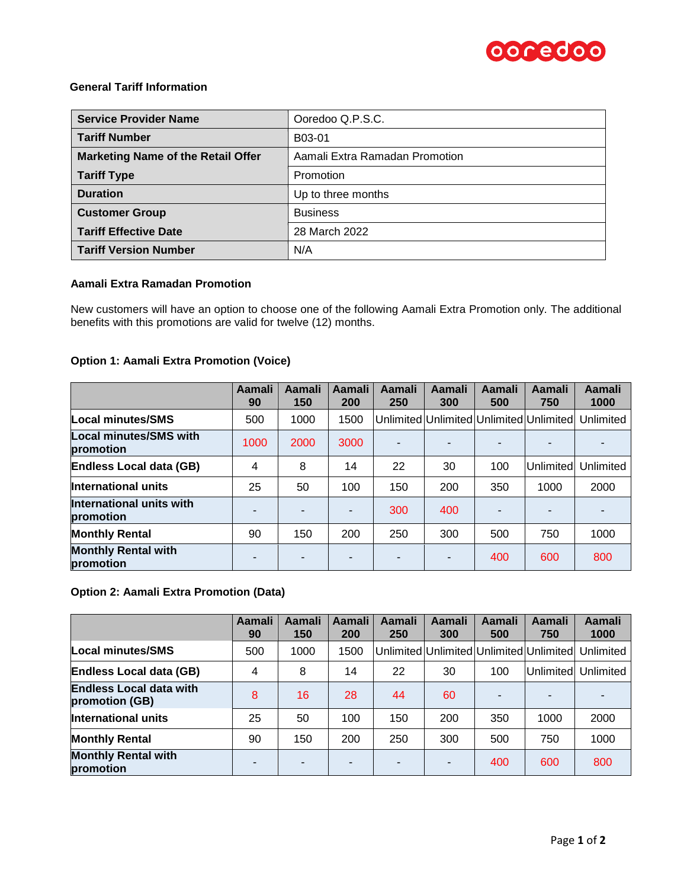**General Tariff Information**

| Service Provider Name | Ooredoo Q.P.S.C. |
|---|---|
| Tariff Number | B03-01 |
| Marketing Name of the Retail Offer | Aamali Extra Ramadan Promotion |
| Tariff Type | Promotion |
| Duration | Up to three months |
| Customer Group | Business |
| Tariff Effective Date | 28 March 2022 |
| Tariff Version Number | N/A |

**Aamali Extra Ramadan Promotion**

New customers will have an option to choose one of the following Aamali Extra Promotion only. The additional benefits with this promotions are valid for twelve (12) months.

**Option 1: Aamali Extra Promotion (Voice)**

| | Aamali 90 | Aamali 150 | Aamali 200 | Aamali 250 | Aamali 300 | Aamali 500 | Aamali 750 | Aamali 1000 |
|---|---|---|---|---|---|---|---|---|
| **Local minutes/SMS** | 500 | 1000 | 1500 | Unlimited | Unlimited | Unlimited | Unlimited | Unlimited |
| **Local minutes/SMS with promotion** | 1000 | 2000 | 3000 | - | - | - | - | - |
| **Endless Local data (GB)** | 4 | 8 | 14 | 22 | 30 | 100 | Unlimited | Unlimited |
| **International units** | 25 | 50 | 100 | 150 | 200 | 350 | 1000 | 2000 |
| **International units with promotion** | - | - | - | 300 | 400 | - | - | - |
| **Monthly Rental** | 90 | 150 | 200 | 250 | 300 | 500 | 750 | 1000 |
| **Monthly Rental with promotion** | - | - | - | - | - | 400 | 600 | 800 |

**Option 2: Aamali Extra Promotion (Data)**

| | Aamali 90 | Aamali 150 | Aamali 200 | Aamali 250 | Aamali 300 | Aamali 500 | Aamali 750 | Aamali 1000 |
|---|---|---|---|---|---|---|---|---|
| **Local minutes/SMS** | 500 | 1000 | 1500 | Unlimited | Unlimited | Unlimited | Unlimited | Unlimited |
| **Endless Local data (GB)** | 4 | 8 | 14 | 22 | 30 | 100 | Unlimited | Unlimited |
| **Endless Local data with promotion (GB)** | 8 | 16 | 28 | 44 | 60 | - | - | - |
| **International units** | 25 | 50 | 100 | 150 | 200 | 350 | 1000 | 2000 |
| **Monthly Rental** | 90 | 150 | 200 | 250 | 300 | 500 | 750 | 1000 |
| **Monthly Rental with promotion** | - | - | - | - | - | 400 | 600 | 800 |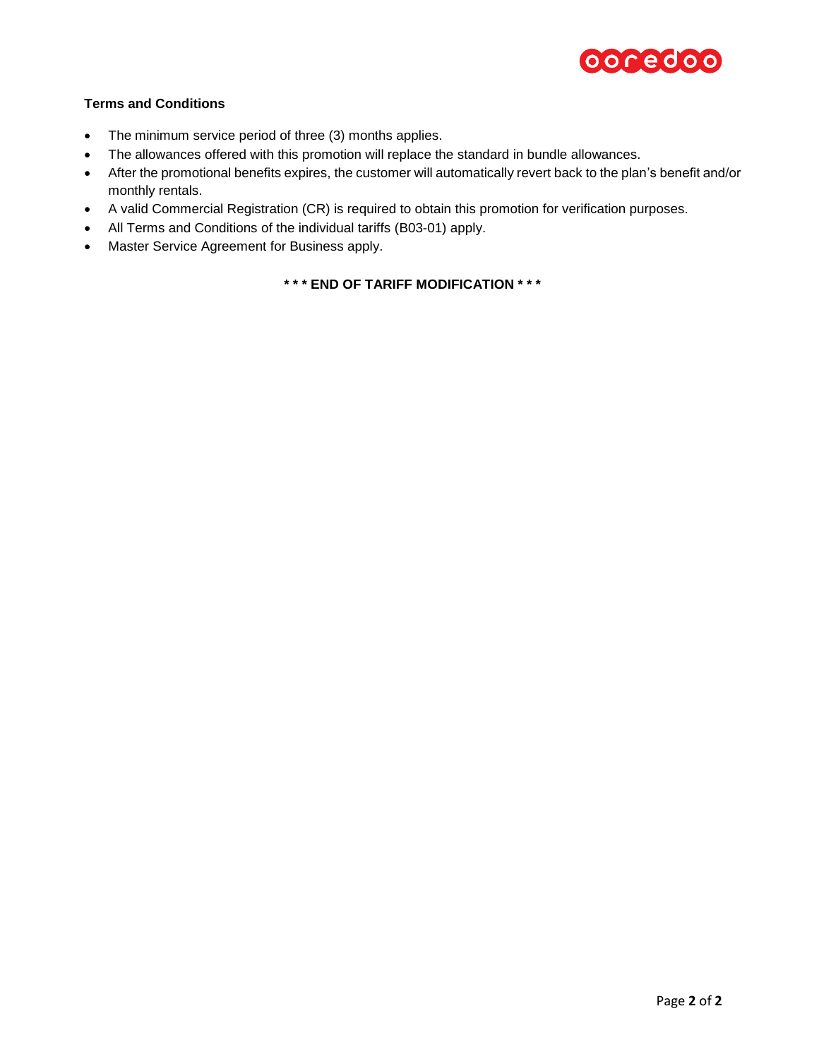**Terms and Conditions**

- The minimum service period of three (3) months applies.
- The allowances offered with this promotion will replace the standard in bundle allowances.
- After the promotional benefits expires, the customer will automatically revert back to the plan's benefit and/or monthly rentals.
- A valid Commercial Registration (CR) is required to obtain this promotion for verification purposes.
- All Terms and Conditions of the individual tariffs (B03-01) apply.
- Master Service Agreement for Business apply.

**\* \* \* END OF TARIFF MODIFICATION \* \* \***